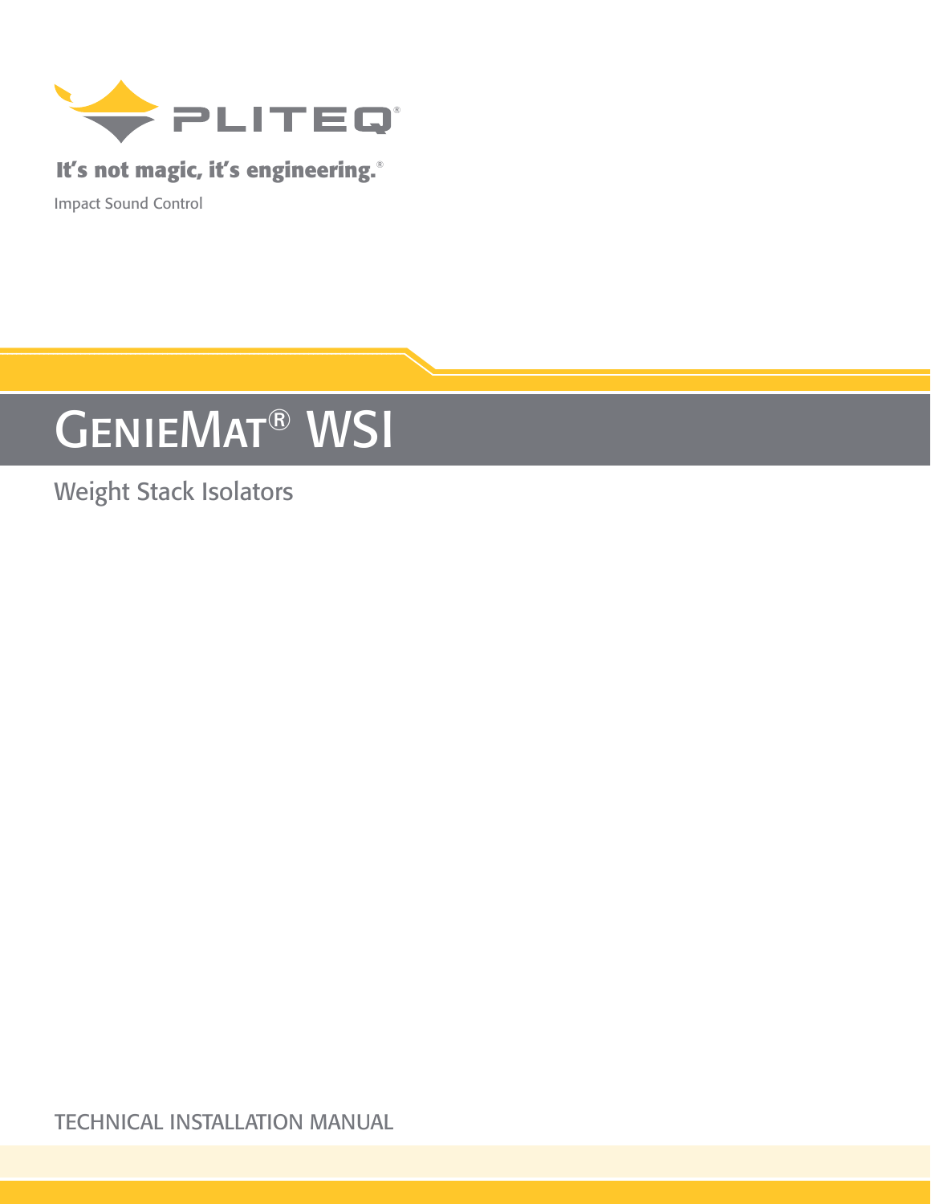PLITEQ®

It's not magic, it's engineering.®

Impact Sound Control

# GenieMat® WSI

Weight Stack Isolators

TECHNICAL INSTALLATION MANUAL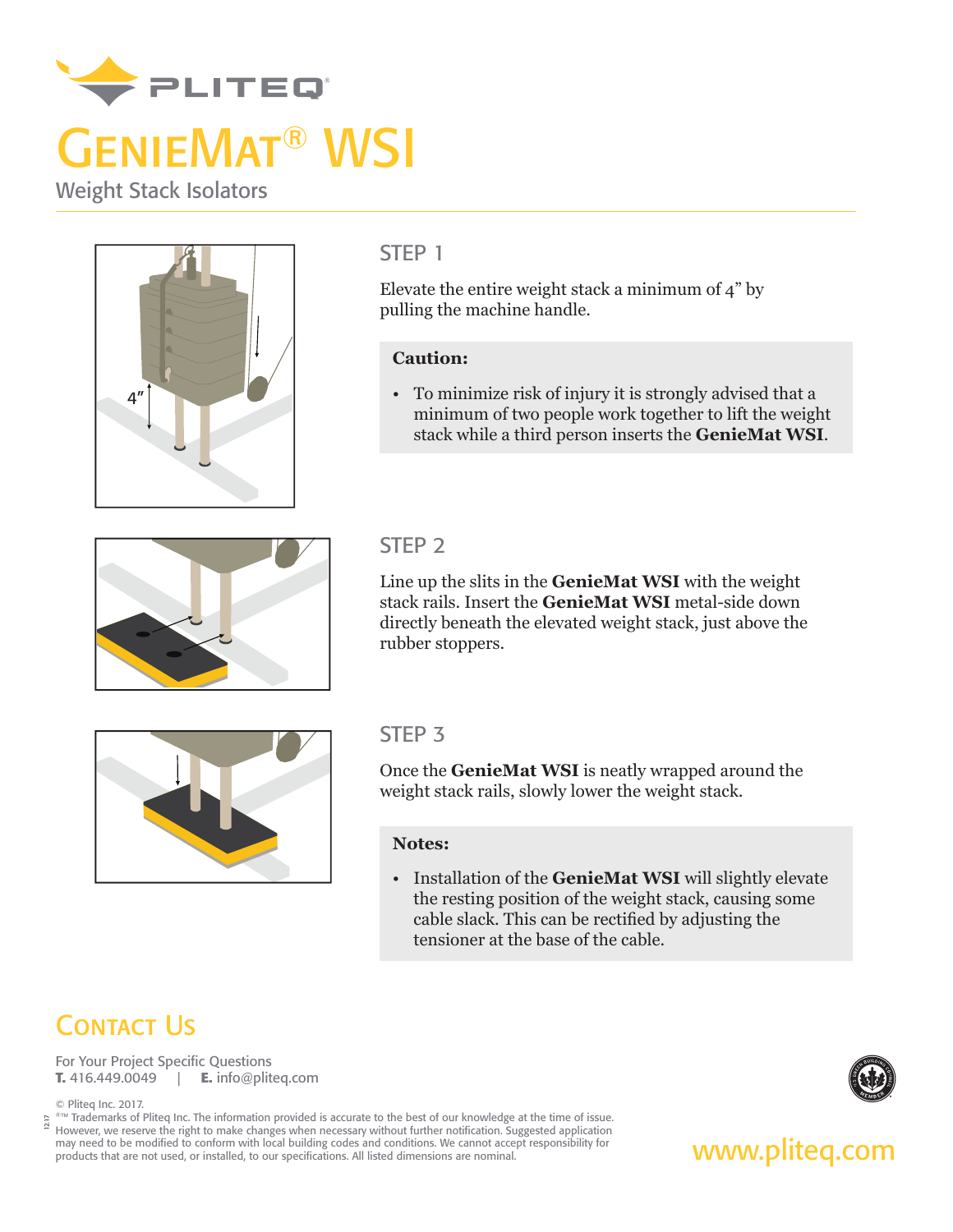# GenieMat® WSI

Weight Stack Isolators

4"

## STEP 1

Elevate the entire weight stack a minimum of 4" by pulling the machine handle.

**Caution:**

- To minimize risk of injury it is strongly advised that a minimum of two people work together to lift the weight stack while a third person inserts the **GenieMat WSI**.

## STEP 2

Line up the slits in the **GenieMat WSI** with the weight stack rails. Insert the **GenieMat WSI** metal-side down directly beneath the elevated weight stack, just above the rubber stoppers.

## STEP 3

Once the **GenieMat WSI** is neatly wrapped around the weight stack rails, slowly lower the weight stack.

**Notes:**

- Installation of the **GenieMat WSI** will slightly elevate the resting position of the weight stack, causing some cable slack. This can be rectified by adjusting the tensioner at the base of the cable.

## Contact Us

For Your Project Specific Questions
**T.** 416.449.0049 | **E.** info@pliteq.com

© Pliteq Inc. 2017.
®™ Trademarks of Pliteq Inc. The information provided is accurate to the best of our knowledge at the time of issue. However, we reserve the right to make changes when necessary without further notification. Suggested application may need to be modified to conform with local building codes and conditions. We cannot accept responsibility for products that are not used, or installed, to our specifications. All listed dimensions are nominal.

12.17

www.pliteq.com